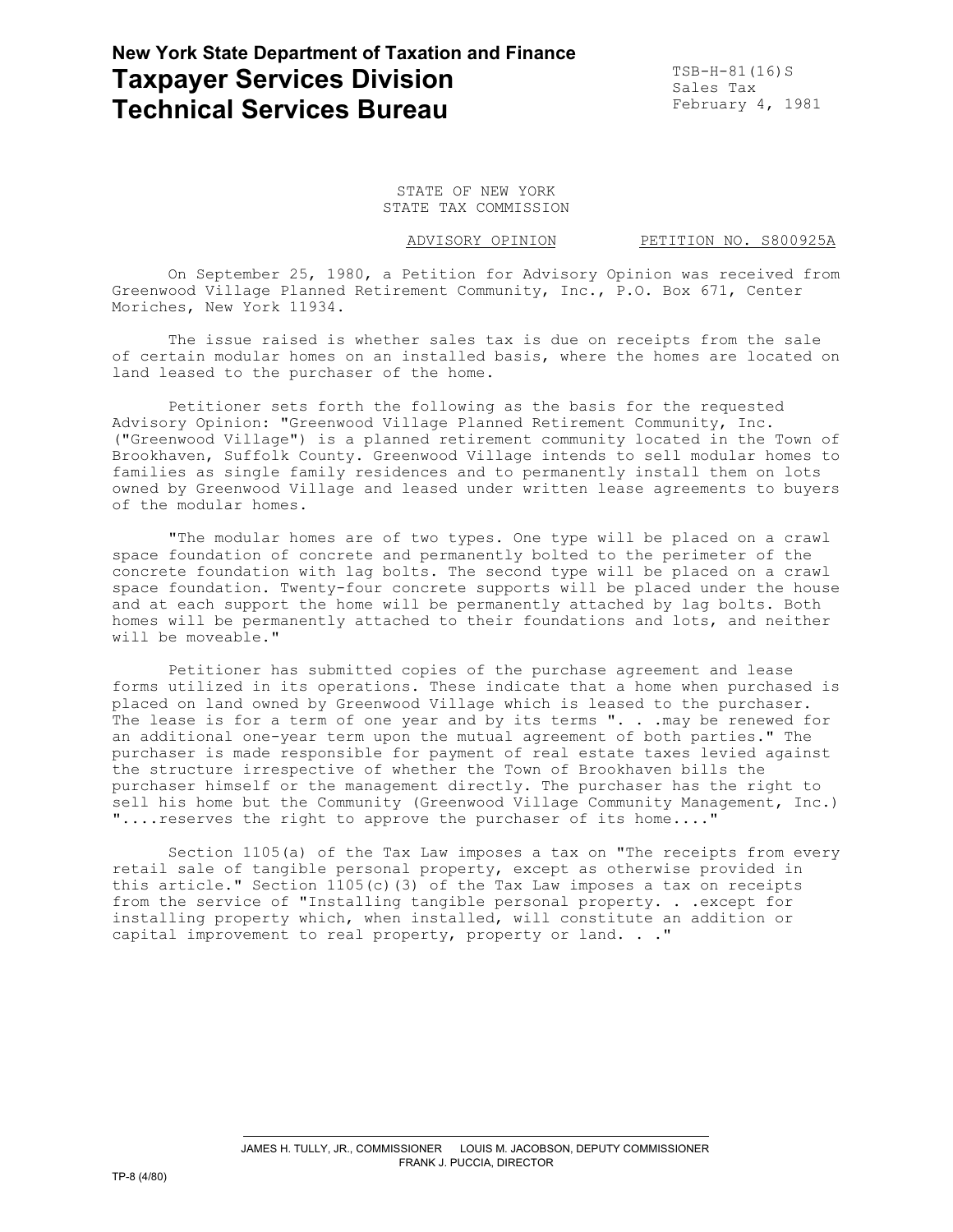**New York State Department of Taxation and Finance**
# Taxpayer Services Division
# Technical Services Bureau

TSB-H-81(16)S
Sales Tax
February 4, 1981

STATE OF NEW YORK
STATE TAX COMMISSION

ADVISORY OPINION PETITION NO. S800925A

On September 25, 1980, a Petition for Advisory Opinion was received from Greenwood Village Planned Retirement Community, Inc., P.O. Box 671, Center Moriches, New York 11934.

The issue raised is whether sales tax is due on receipts from the sale of certain modular homes on an installed basis, where the homes are located on land leased to the purchaser of the home.

Petitioner sets forth the following as the basis for the requested Advisory Opinion: "Greenwood Village Planned Retirement Community, Inc. ("Greenwood Village") is a planned retirement community located in the Town of Brookhaven, Suffolk County. Greenwood Village intends to sell modular homes to families as single family residences and to permanently install them on lots owned by Greenwood Village and leased under written lease agreements to buyers of the modular homes.

"The modular homes are of two types. One type will be placed on a crawl space foundation of concrete and permanently bolted to the perimeter of the concrete foundation with lag bolts. The second type will be placed on a crawl space foundation. Twenty-four concrete supports will be placed under the house and at each support the home will be permanently attached by lag bolts. Both homes will be permanently attached to their foundations and lots, and neither will be moveable."

Petitioner has submitted copies of the purchase agreement and lease forms utilized in its operations. These indicate that a home when purchased is placed on land owned by Greenwood Village which is leased to the purchaser. The lease is for a term of one year and by its terms ". . .may be renewed for an additional one-year term upon the mutual agreement of both parties." The purchaser is made responsible for payment of real estate taxes levied against the structure irrespective of whether the Town of Brookhaven bills the purchaser himself or the management directly. The purchaser has the right to sell his home but the Community (Greenwood Village Community Management, Inc.) "....reserves the right to approve the purchaser of its home...."

Section 1105(a) of the Tax Law imposes a tax on "The receipts from every retail sale of tangible personal property, except as otherwise provided in this article." Section 1105(c)(3) of the Tax Law imposes a tax on receipts from the service of "Installing tangible personal property. . .except for installing property which, when installed, will constitute an addition or capital improvement to real property, property or land. . ."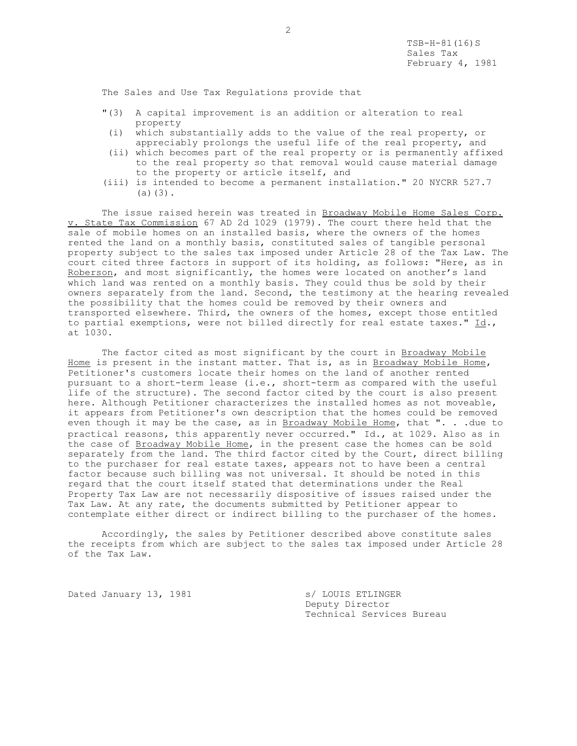The Sales and Use Tax Regulations provide that

"(3) A capital improvement is an addition or alteration to real property

(i) which substantially adds to the value of the real property, or appreciably prolongs the useful life of the real property, and

(ii) which becomes part of the real property or is permanently affixed to the real property so that removal would cause material damage to the property or article itself, and

(iii) is intended to become a permanent installation." 20 NYCRR 527.7 (a)(3).

The issue raised herein was treated in Broadway Mobile Home Sales Corp. v. State Tax Commission 67 AD 2d 1029 (1979). The court there held that the sale of mobile homes on an installed basis, where the owners of the homes rented the land on a monthly basis, constituted sales of tangible personal property subject to the sales tax imposed under Article 28 of the Tax Law. The court cited three factors in support of its holding, as follows: "Here, as in Roberson, and most significantly, the homes were located on another's land which land was rented on a monthly basis. They could thus be sold by their owners separately from the land. Second, the testimony at the hearing revealed the possibility that the homes could be removed by their owners and transported elsewhere. Third, the owners of the homes, except those entitled to partial exemptions, were not billed directly for real estate taxes." Id., at 1030.

The factor cited as most significant by the court in Broadway Mobile Home is present in the instant matter. That is, as in Broadway Mobile Home, Petitioner's customers locate their homes on the land of another rented pursuant to a short-term lease (i.e., short-term as compared with the useful life of the structure). The second factor cited by the court is also present here. Although Petitioner characterizes the installed homes as not moveable, it appears from Petitioner's own description that the homes could be removed even though it may be the case, as in Broadway Mobile Home, that ". . .due to practical reasons, this apparently never occurred." Id., at 1029. Also as in the case of Broadway Mobile Home, in the present case the homes can be sold separately from the land. The third factor cited by the Court, direct billing to the purchaser for real estate taxes, appears not to have been a central factor because such billing was not universal. It should be noted in this regard that the court itself stated that determinations under the Real Property Tax Law are not necessarily dispositive of issues raised under the Tax Law. At any rate, the documents submitted by Petitioner appear to contemplate either direct or indirect billing to the purchaser of the homes.

Accordingly, the sales by Petitioner described above constitute sales the receipts from which are subject to the sales tax imposed under Article 28 of the Tax Law.

Dated January 13, 1981

s/ LOUIS ETLINGER
Deputy Director
Technical Services Bureau